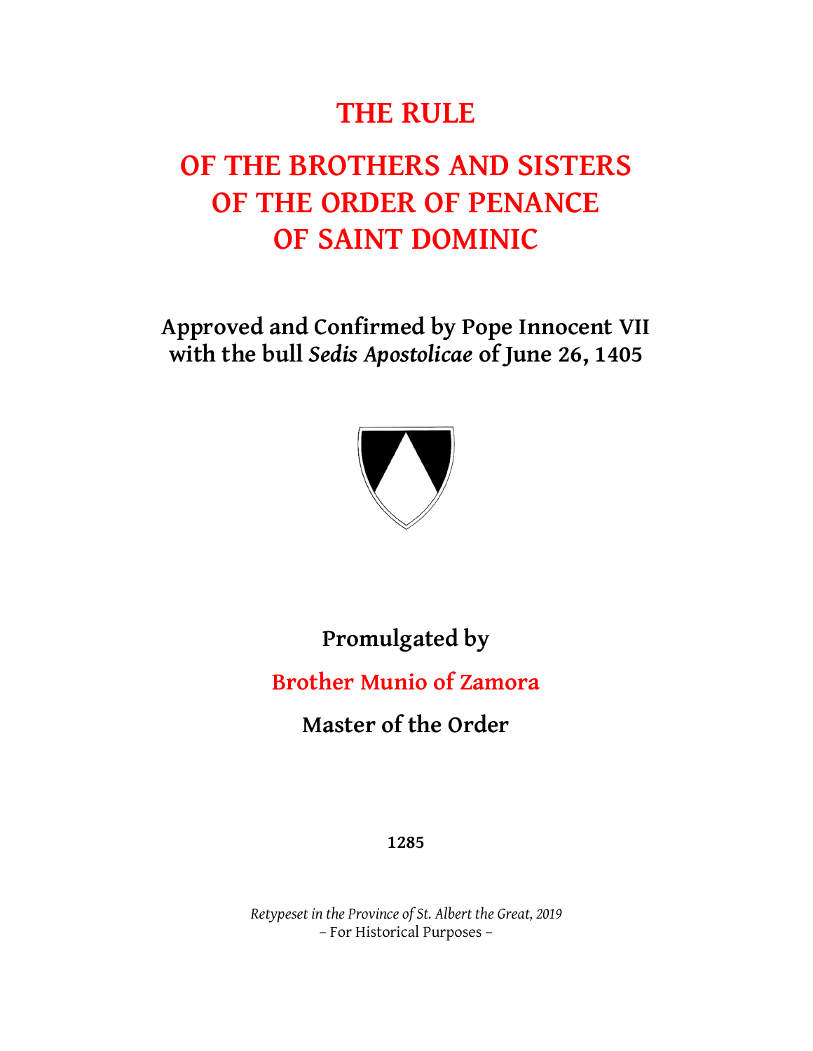# THE RULE

# OF THE BROTHERS AND SISTERS OF THE ORDER OF PENANCE OF SAINT DOMINIC

**Approved and Confirmed by Pope Innocent VII with the bull *Sedis Apostolicae* of June 26, 1405**

**Promulgated by**

**Brother Munio of Zamora**

**Master of the Order**

**1285**

*Retypeset in the Province of St. Albert the Great, 2019*
– For Historical Purposes –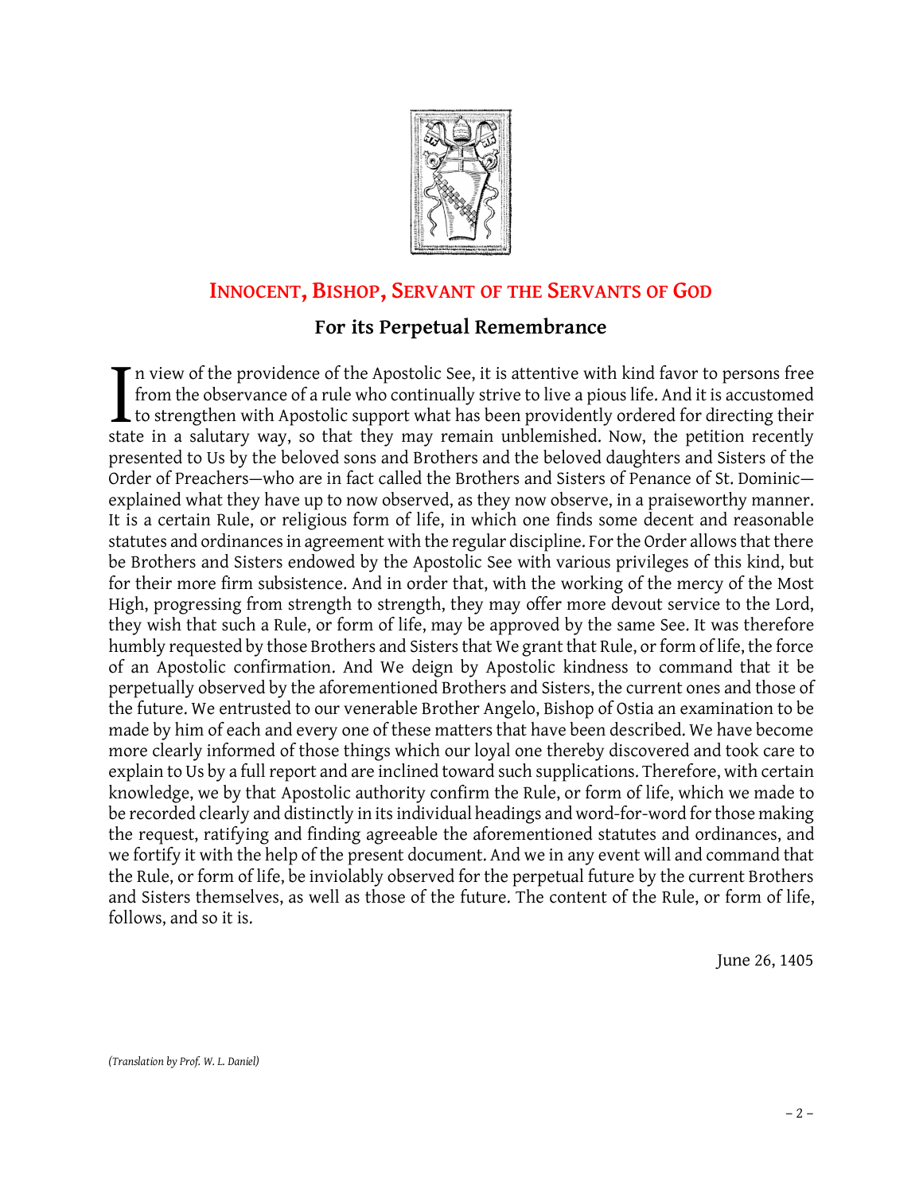## INNOCENT, BISHOP, SERVANT OF THE SERVANTS OF GOD

### For its Perpetual Remembrance

In view of the providence of the Apostolic See, it is attentive with kind favor to persons free from the observance of a rule who continually strive to live a pious life. And it is accustomed to strengthen with Apostolic support what has been providently ordered for directing their state in a salutary way, so that they may remain unblemished. Now, the petition recently presented to Us by the beloved sons and Brothers and the beloved daughters and Sisters of the Order of Preachers—who are in fact called the Brothers and Sisters of Penance of St. Dominic—explained what they have up to now observed, as they now observe, in a praiseworthy manner. It is a certain Rule, or religious form of life, in which one finds some decent and reasonable statutes and ordinances in agreement with the regular discipline. For the Order allows that there be Brothers and Sisters endowed by the Apostolic See with various privileges of this kind, but for their more firm subsistence. And in order that, with the working of the mercy of the Most High, progressing from strength to strength, they may offer more devout service to the Lord, they wish that such a Rule, or form of life, may be approved by the same See. It was therefore humbly requested by those Brothers and Sisters that We grant that Rule, or form of life, the force of an Apostolic confirmation. And We deign by Apostolic kindness to command that it be perpetually observed by the aforementioned Brothers and Sisters, the current ones and those of the future. We entrusted to our venerable Brother Angelo, Bishop of Ostia an examination to be made by him of each and every one of these matters that have been described. We have become more clearly informed of those things which our loyal one thereby discovered and took care to explain to Us by a full report and are inclined toward such supplications. Therefore, with certain knowledge, we by that Apostolic authority confirm the Rule, or form of life, which we made to be recorded clearly and distinctly in its individual headings and word-for-word for those making the request, ratifying and finding agreeable the aforementioned statutes and ordinances, and we fortify it with the help of the present document. And we in any event will and command that the Rule, or form of life, be inviolably observed for the perpetual future by the current Brothers and Sisters themselves, as well as those of the future. The content of the Rule, or form of life, follows, and so it is.

June 26, 1405

*(Translation by Prof. W. L. Daniel)*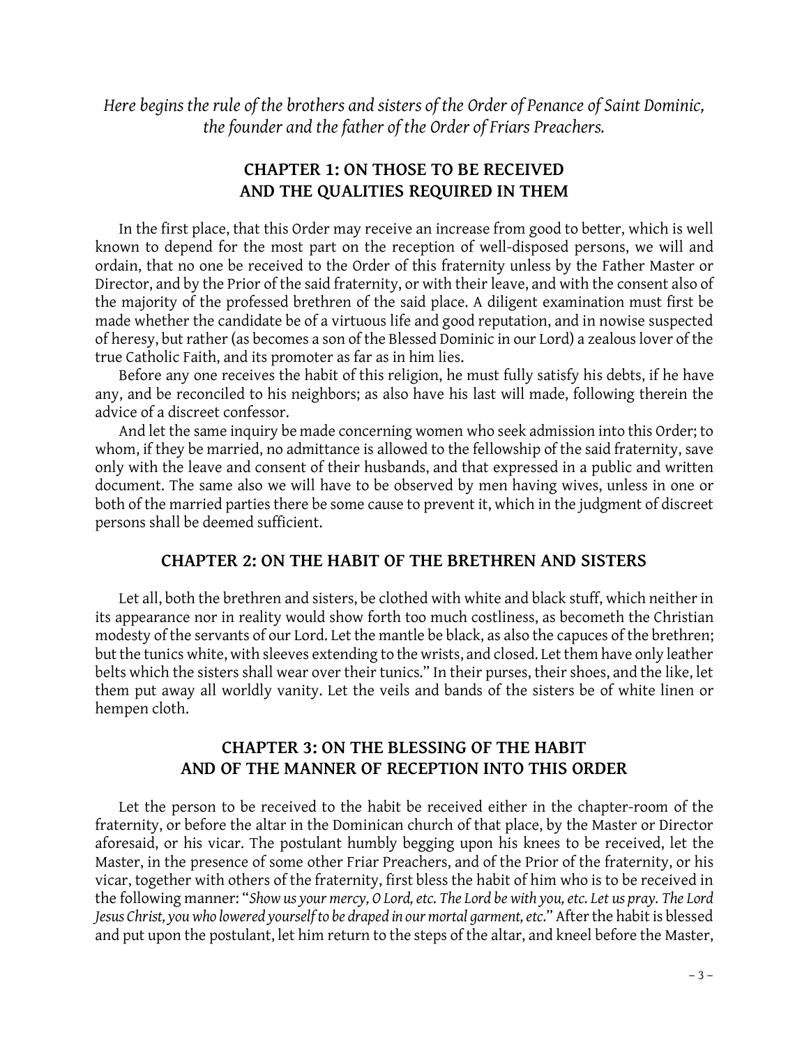*Here begins the rule of the brothers and sisters of the Order of Penance of Saint Dominic, the founder and the father of the Order of Friars Preachers.*

## CHAPTER 1: ON THOSE TO BE RECEIVED AND THE QUALITIES REQUIRED IN THEM

In the first place, that this Order may receive an increase from good to better, which is well known to depend for the most part on the reception of well-disposed persons, we will and ordain, that no one be received to the Order of this fraternity unless by the Father Master or Director, and by the Prior of the said fraternity, or with their leave, and with the consent also of the majority of the professed brethren of the said place. A diligent examination must first be made whether the candidate be of a virtuous life and good reputation, and in nowise suspected of heresy, but rather (as becomes a son of the Blessed Dominic in our Lord) a zealous lover of the true Catholic Faith, and its promoter as far as in him lies.

Before any one receives the habit of this religion, he must fully satisfy his debts, if he have any, and be reconciled to his neighbors; as also have his last will made, following therein the advice of a discreet confessor.

And let the same inquiry be made concerning women who seek admission into this Order; to whom, if they be married, no admittance is allowed to the fellowship of the said fraternity, save only with the leave and consent of their husbands, and that expressed in a public and written document. The same also we will have to be observed by men having wives, unless in one or both of the married parties there be some cause to prevent it, which in the judgment of discreet persons shall be deemed sufficient.

## CHAPTER 2: ON THE HABIT OF THE BRETHREN AND SISTERS

Let all, both the brethren and sisters, be clothed with white and black stuff, which neither in its appearance nor in reality would show forth too much costliness, as becometh the Christian modesty of the servants of our Lord. Let the mantle be black, as also the capuces of the brethren; but the tunics white, with sleeves extending to the wrists, and closed. Let them have only leather belts which the sisters shall wear over their tunics." In their purses, their shoes, and the like, let them put away all worldly vanity. Let the veils and bands of the sisters be of white linen or hempen cloth.

## CHAPTER 3: ON THE BLESSING OF THE HABIT AND OF THE MANNER OF RECEPTION INTO THIS ORDER

Let the person to be received to the habit be received either in the chapter-room of the fraternity, or before the altar in the Dominican church of that place, by the Master or Director aforesaid, or his vicar. The postulant humbly begging upon his knees to be received, let the Master, in the presence of some other Friar Preachers, and of the Prior of the fraternity, or his vicar, together with others of the fraternity, first bless the habit of him who is to be received in the following manner: "*Show us your mercy, O Lord, etc. The Lord be with you, etc. Let us pray. The Lord Jesus Christ, you who lowered yourself to be draped in our mortal garment, etc.*" After the habit is blessed and put upon the postulant, let him return to the steps of the altar, and kneel before the Master,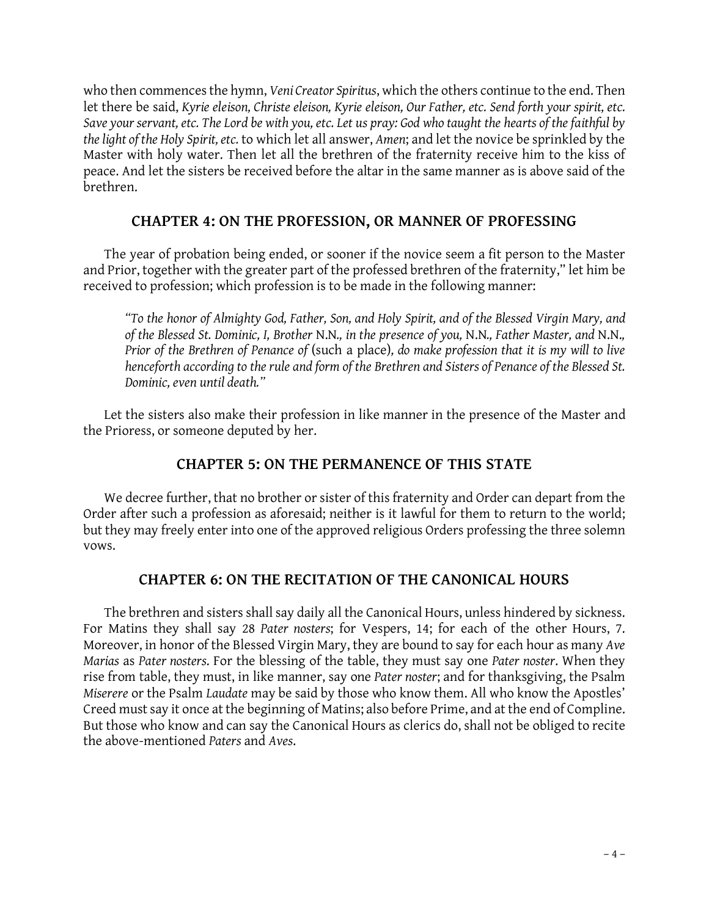who then commences the hymn, *Veni Creator Spiritus*, which the others continue to the end. Then let there be said, *Kyrie eleison, Christe eleison, Kyrie eleison, Our Father, etc. Send forth your spirit, etc. Save your servant, etc. The Lord be with you, etc. Let us pray: God who taught the hearts of the faithful by the light of the Holy Spirit, etc.* to which let all answer, *Amen*; and let the novice be sprinkled by the Master with holy water. Then let all the brethren of the fraternity receive him to the kiss of peace. And let the sisters be received before the altar in the same manner as is above said of the brethren.

## CHAPTER 4: ON THE PROFESSION, OR MANNER OF PROFESSING

The year of probation being ended, or sooner if the novice seem a fit person to the Master and Prior, together with the greater part of the professed brethren of the fraternity," let him be received to profession; which profession is to be made in the following manner:

> *"To the honor of Almighty God, Father, Son, and Holy Spirit, and of the Blessed Virgin Mary, and of the Blessed St. Dominic, I, Brother* N.N.*, in the presence of you,* N.N.*, Father Master, and* N.N.*, Prior of the Brethren of Penance of* (such a place)*, do make profession that it is my will to live henceforth according to the rule and form of the Brethren and Sisters of Penance of the Blessed St. Dominic, even until death."*

Let the sisters also make their profession in like manner in the presence of the Master and the Prioress, or someone deputed by her.

## CHAPTER 5: ON THE PERMANENCE OF THIS STATE

We decree further, that no brother or sister of this fraternity and Order can depart from the Order after such a profession as aforesaid; neither is it lawful for them to return to the world; but they may freely enter into one of the approved religious Orders professing the three solemn vows.

## CHAPTER 6: ON THE RECITATION OF THE CANONICAL HOURS

The brethren and sisters shall say daily all the Canonical Hours, unless hindered by sickness. For Matins they shall say 28 *Pater nosters*; for Vespers, 14; for each of the other Hours, 7. Moreover, in honor of the Blessed Virgin Mary, they are bound to say for each hour as many *Ave Marias* as *Pater nosters*. For the blessing of the table, they must say one *Pater noster*. When they rise from table, they must, in like manner, say one *Pater noster*; and for thanksgiving, the Psalm *Miserere* or the Psalm *Laudate* may be said by those who know them. All who know the Apostles' Creed must say it once at the beginning of Matins; also before Prime, and at the end of Compline. But those who know and can say the Canonical Hours as clerics do, shall not be obliged to recite the above-mentioned *Paters* and *Aves*.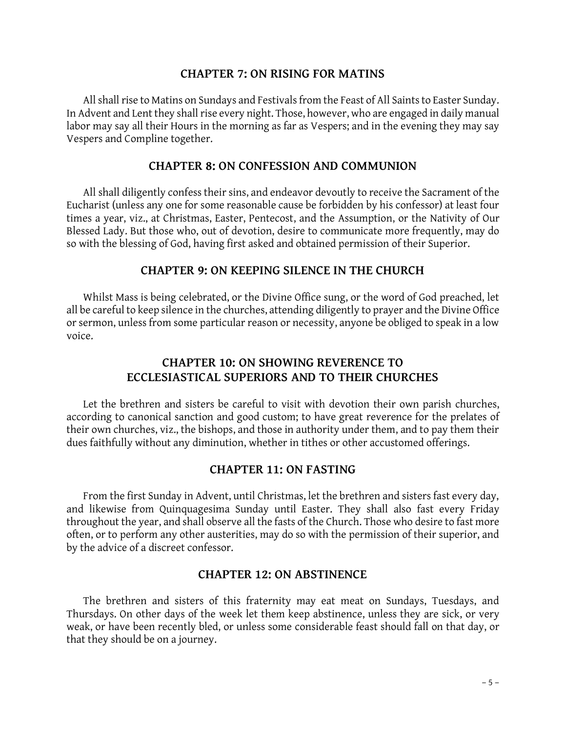## CHAPTER 7: ON RISING FOR MATINS

All shall rise to Matins on Sundays and Festivals from the Feast of All Saints to Easter Sunday. In Advent and Lent they shall rise every night. Those, however, who are engaged in daily manual labor may say all their Hours in the morning as far as Vespers; and in the evening they may say Vespers and Compline together.

## CHAPTER 8: ON CONFESSION AND COMMUNION

All shall diligently confess their sins, and endeavor devoutly to receive the Sacrament of the Eucharist (unless any one for some reasonable cause be forbidden by his confessor) at least four times a year, viz., at Christmas, Easter, Pentecost, and the Assumption, or the Nativity of Our Blessed Lady. But those who, out of devotion, desire to communicate more frequently, may do so with the blessing of God, having first asked and obtained permission of their Superior.

## CHAPTER 9: ON KEEPING SILENCE IN THE CHURCH

Whilst Mass is being celebrated, or the Divine Office sung, or the word of God preached, let all be careful to keep silence in the churches, attending diligently to prayer and the Divine Office or sermon, unless from some particular reason or necessity, anyone be obliged to speak in a low voice.

## CHAPTER 10: ON SHOWING REVERENCE TO ECCLESIASTICAL SUPERIORS AND TO THEIR CHURCHES

Let the brethren and sisters be careful to visit with devotion their own parish churches, according to canonical sanction and good custom; to have great reverence for the prelates of their own churches, viz., the bishops, and those in authority under them, and to pay them their dues faithfully without any diminution, whether in tithes or other accustomed offerings.

## CHAPTER 11: ON FASTING

From the first Sunday in Advent, until Christmas, let the brethren and sisters fast every day, and likewise from Quinquagesima Sunday until Easter. They shall also fast every Friday throughout the year, and shall observe all the fasts of the Church. Those who desire to fast more often, or to perform any other austerities, may do so with the permission of their superior, and by the advice of a discreet confessor.

## CHAPTER 12: ON ABSTINENCE

The brethren and sisters of this fraternity may eat meat on Sundays, Tuesdays, and Thursdays. On other days of the week let them keep abstinence, unless they are sick, or very weak, or have been recently bled, or unless some considerable feast should fall on that day, or that they should be on a journey.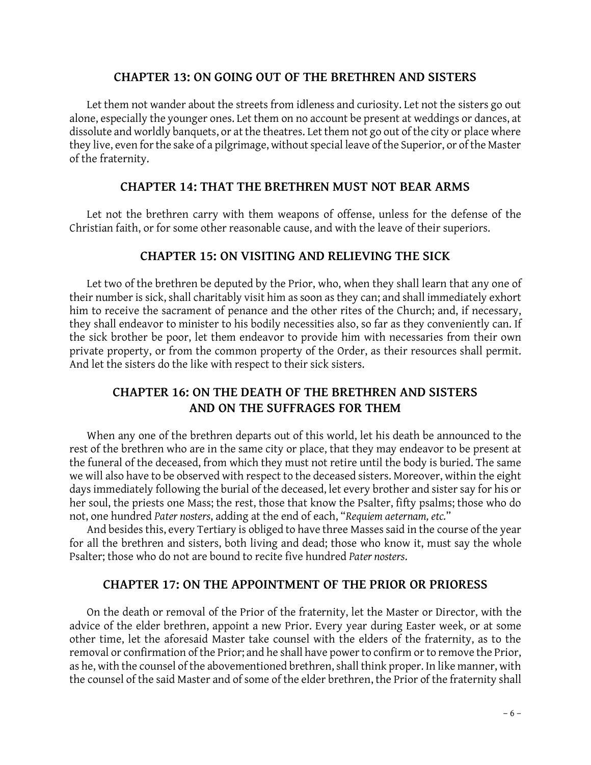## CHAPTER 13: ON GOING OUT OF THE BRETHREN AND SISTERS

Let them not wander about the streets from idleness and curiosity. Let not the sisters go out alone, especially the younger ones. Let them on no account be present at weddings or dances, at dissolute and worldly banquets, or at the theatres. Let them not go out of the city or place where they live, even for the sake of a pilgrimage, without special leave of the Superior, or of the Master of the fraternity.

## CHAPTER 14: THAT THE BRETHREN MUST NOT BEAR ARMS

Let not the brethren carry with them weapons of offense, unless for the defense of the Christian faith, or for some other reasonable cause, and with the leave of their superiors.

## CHAPTER 15: ON VISITING AND RELIEVING THE SICK

Let two of the brethren be deputed by the Prior, who, when they shall learn that any one of their number is sick, shall charitably visit him as soon as they can; and shall immediately exhort him to receive the sacrament of penance and the other rites of the Church; and, if necessary, they shall endeavor to minister to his bodily necessities also, so far as they conveniently can. If the sick brother be poor, let them endeavor to provide him with necessaries from their own private property, or from the common property of the Order, as their resources shall permit. And let the sisters do the like with respect to their sick sisters.

## CHAPTER 16: ON THE DEATH OF THE BRETHREN AND SISTERS AND ON THE SUFFRAGES FOR THEM

When any one of the brethren departs out of this world, let his death be announced to the rest of the brethren who are in the same city or place, that they may endeavor to be present at the funeral of the deceased, from which they must not retire until the body is buried. The same we will also have to be observed with respect to the deceased sisters. Moreover, within the eight days immediately following the burial of the deceased, let every brother and sister say for his or her soul, the priests one Mass; the rest, those that know the Psalter, fifty psalms; those who do not, one hundred *Pater nosters*, adding at the end of each, "*Requiem aeternam, etc.*"

And besides this, every Tertiary is obliged to have three Masses said in the course of the year for all the brethren and sisters, both living and dead; those who know it, must say the whole Psalter; those who do not are bound to recite five hundred *Pater nosters*.

## CHAPTER 17: ON THE APPOINTMENT OF THE PRIOR OR PRIORESS

On the death or removal of the Prior of the fraternity, let the Master or Director, with the advice of the elder brethren, appoint a new Prior. Every year during Easter week, or at some other time, let the aforesaid Master take counsel with the elders of the fraternity, as to the removal or confirmation of the Prior; and he shall have power to confirm or to remove the Prior, as he, with the counsel of the abovementioned brethren, shall think proper. In like manner, with the counsel of the said Master and of some of the elder brethren, the Prior of the fraternity shall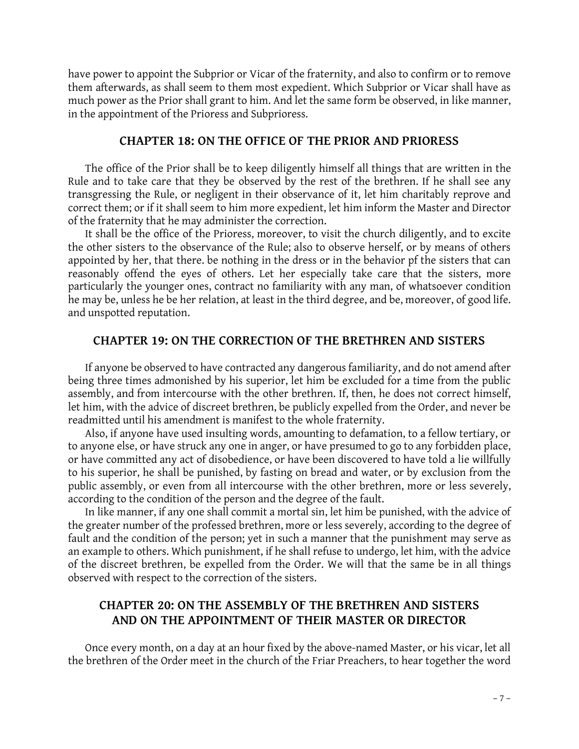have power to appoint the Subprior or Vicar of the fraternity, and also to confirm or to remove them afterwards, as shall seem to them most expedient. Which Subprior or Vicar shall have as much power as the Prior shall grant to him. And let the same form be observed, in like manner, in the appointment of the Prioress and Subprioress.

## CHAPTER 18: ON THE OFFICE OF THE PRIOR AND PRIORESS

The office of the Prior shall be to keep diligently himself all things that are written in the Rule and to take care that they be observed by the rest of the brethren. If he shall see any transgressing the Rule, or negligent in their observance of it, let him charitably reprove and correct them; or if it shall seem to him more expedient, let him inform the Master and Director of the fraternity that he may administer the correction.

It shall be the office of the Prioress, moreover, to visit the church diligently, and to excite the other sisters to the observance of the Rule; also to observe herself, or by means of others appointed by her, that there. be nothing in the dress or in the behavior pf the sisters that can reasonably offend the eyes of others. Let her especially take care that the sisters, more particularly the younger ones, contract no familiarity with any man, of whatsoever condition he may be, unless he be her relation, at least in the third degree, and be, moreover, of good life. and unspotted reputation.

## CHAPTER 19: ON THE CORRECTION OF THE BRETHREN AND SISTERS

If anyone be observed to have contracted any dangerous familiarity, and do not amend after being three times admonished by his superior, let him be excluded for a time from the public assembly, and from intercourse with the other brethren. If, then, he does not correct himself, let him, with the advice of discreet brethren, be publicly expelled from the Order, and never be readmitted until his amendment is manifest to the whole fraternity.

Also, if anyone have used insulting words, amounting to defamation, to a fellow tertiary, or to anyone else, or have struck any one in anger, or have presumed to go to any forbidden place, or have committed any act of disobedience, or have been discovered to have told a lie willfully to his superior, he shall be punished, by fasting on bread and water, or by exclusion from the public assembly, or even from all intercourse with the other brethren, more or less severely, according to the condition of the person and the degree of the fault.

In like manner, if any one shall commit a mortal sin, let him be punished, with the advice of the greater number of the professed brethren, more or less severely, according to the degree of fault and the condition of the person; yet in such a manner that the punishment may serve as an example to others. Which punishment, if he shall refuse to undergo, let him, with the advice of the discreet brethren, be expelled from the Order. We will that the same be in all things observed with respect to the correction of the sisters.

## CHAPTER 20: ON THE ASSEMBLY OF THE BRETHREN AND SISTERS AND ON THE APPOINTMENT OF THEIR MASTER OR DIRECTOR

Once every month, on a day at an hour fixed by the above-named Master, or his vicar, let all the brethren of the Order meet in the church of the Friar Preachers, to hear together the word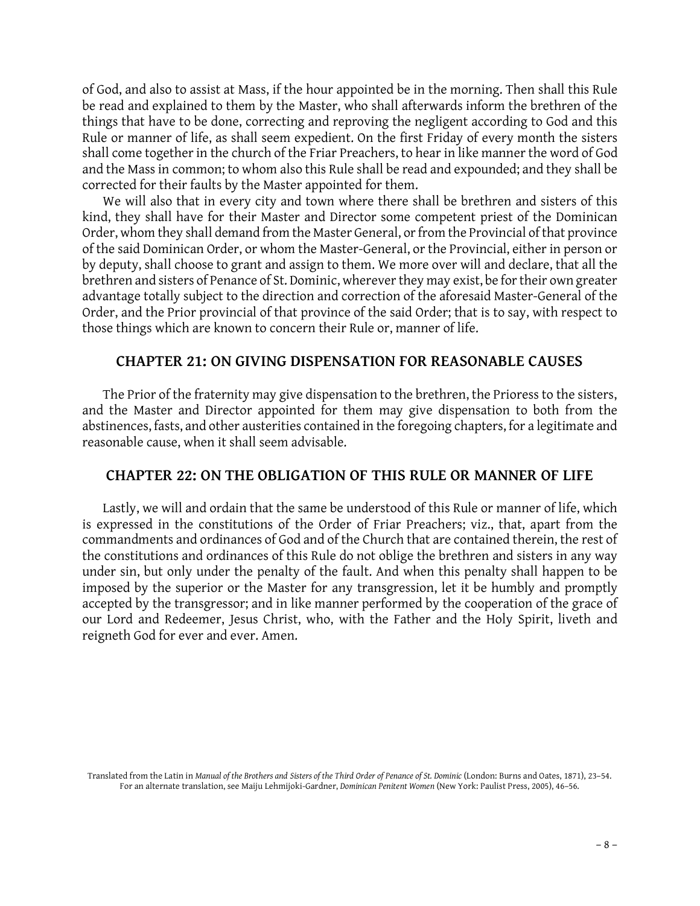of God, and also to assist at Mass, if the hour appointed be in the morning. Then shall this Rule be read and explained to them by the Master, who shall afterwards inform the brethren of the things that have to be done, correcting and reproving the negligent according to God and this Rule or manner of life, as shall seem expedient. On the first Friday of every month the sisters shall come together in the church of the Friar Preachers, to hear in like manner the word of God and the Mass in common; to whom also this Rule shall be read and expounded; and they shall be corrected for their faults by the Master appointed for them.

We will also that in every city and town where there shall be brethren and sisters of this kind, they shall have for their Master and Director some competent priest of the Dominican Order, whom they shall demand from the Master General, or from the Provincial of that province of the said Dominican Order, or whom the Master-General, or the Provincial, either in person or by deputy, shall choose to grant and assign to them. We more over will and declare, that all the brethren and sisters of Penance of St. Dominic, wherever they may exist, be for their own greater advantage totally subject to the direction and correction of the aforesaid Master-General of the Order, and the Prior provincial of that province of the said Order; that is to say, with respect to those things which are known to concern their Rule or, manner of life.

## CHAPTER 21: ON GIVING DISPENSATION FOR REASONABLE CAUSES

The Prior of the fraternity may give dispensation to the brethren, the Prioress to the sisters, and the Master and Director appointed for them may give dispensation to both from the abstinences, fasts, and other austerities contained in the foregoing chapters, for a legitimate and reasonable cause, when it shall seem advisable.

## CHAPTER 22: ON THE OBLIGATION OF THIS RULE OR MANNER OF LIFE

Lastly, we will and ordain that the same be understood of this Rule or manner of life, which is expressed in the constitutions of the Order of Friar Preachers; viz., that, apart from the commandments and ordinances of God and of the Church that are contained therein, the rest of the constitutions and ordinances of this Rule do not oblige the brethren and sisters in any way under sin, but only under the penalty of the fault. And when this penalty shall happen to be imposed by the superior or the Master for any transgression, let it be humbly and promptly accepted by the transgressor; and in like manner performed by the cooperation of the grace of our Lord and Redeemer, Jesus Christ, who, with the Father and the Holy Spirit, liveth and reigneth God for ever and ever. Amen.

Translated from the Latin in *Manual of the Brothers and Sisters of the Third Order of Penance of St. Dominic* (London: Burns and Oates, 1871), 23–54. For an alternate translation, see Maiju Lehmijoki-Gardner, *Dominican Penitent Women* (New York: Paulist Press, 2005), 46–56.